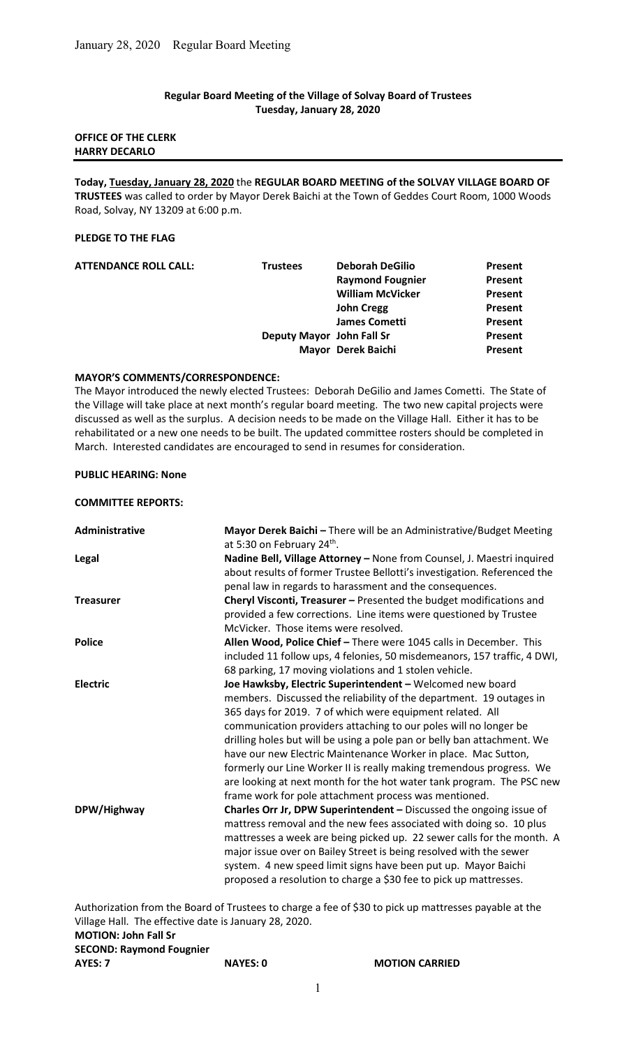**Regular Board Meeting of the Village of Solvay Board of Trustees**
**Tuesday, January 28, 2020**

**OFFICE OF THE CLERK**
**HARRY DECARLO**

**Today, Tuesday, January 28, 2020** the **REGULAR BOARD MEETING of the SOLVAY VILLAGE BOARD OF TRUSTEES** was called to order by Mayor Derek Baichi at the Town of Geddes Court Room, 1000 Woods Road, Solvay, NY 13209 at 6:00 p.m.

**PLEDGE TO THE FLAG**

| **ATTENDANCE ROLL CALL:** | **Trustees** | **Deborah DeGilio** | **Present** |
|---|---|---|---|
| | | **Raymond Fougnier** | **Present** |
| | | **William McVicker** | **Present** |
| | | **John Cregg** | **Present** |
| | | **James Cometti** | **Present** |
| | **Deputy Mayor** | **John Fall Sr** | **Present** |
| | **Mayor** | **Derek Baichi** | **Present** |

**MAYOR'S COMMENTS/CORRESPONDENCE:**

The Mayor introduced the newly elected Trustees: Deborah DeGilio and James Cometti. The State of the Village will take place at next month's regular board meeting. The two new capital projects were discussed as well as the surplus. A decision needs to be made on the Village Hall. Either it has to be rehabilitated or a new one needs to be built. The updated committee rosters should be completed in March. Interested candidates are encouraged to send in resumes for consideration.

**PUBLIC HEARING: None**

**COMMITTEE REPORTS:**

| | |
|---|---|
| **Administrative** | **Mayor Derek Baichi –** There will be an Administrative/Budget Meeting at 5:30 on February 24th. |
| **Legal** | **Nadine Bell, Village Attorney –** None from Counsel, J. Maestri inquired about results of former Trustee Bellotti's investigation. Referenced the penal law in regards to harassment and the consequences. |
| **Treasurer** | **Cheryl Visconti, Treasurer –** Presented the budget modifications and provided a few corrections. Line items were questioned by Trustee McVicker. Those items were resolved. |
| **Police** | **Allen Wood, Police Chief –** There were 1045 calls in December. This included 11 follow ups, 4 felonies, 50 misdemeanors, 157 traffic, 4 DWI, 68 parking, 17 moving violations and 1 stolen vehicle. |
| **Electric** | **Joe Hawksby, Electric Superintendent –** Welcomed new board members. Discussed the reliability of the department. 19 outages in 365 days for 2019. 7 of which were equipment related. All communication providers attaching to our poles will no longer be drilling holes but will be using a pole pan or belly ban attachment. We have our new Electric Maintenance Worker in place. Mac Sutton, formerly our Line Worker II is really making tremendous progress. We are looking at next month for the hot water tank program. The PSC new frame work for pole attachment process was mentioned. |
| **DPW/Highway** | **Charles Orr Jr, DPW Superintendent –** Discussed the ongoing issue of mattress removal and the new fees associated with doing so. 10 plus mattresses a week are being picked up. 22 sewer calls for the month. A major issue over on Bailey Street is being resolved with the sewer system. 4 new speed limit signs have been put up. Mayor Baichi proposed a resolution to charge a $30 fee to pick up mattresses. |

Authorization from the Board of Trustees to charge a fee of $30 to pick up mattresses payable at the Village Hall. The effective date is January 28, 2020.

**MOTION: John Fall Sr**
**SECOND: Raymond Fougnier**
**AYES: 7** **NAYES: 0** **MOTION CARRIED**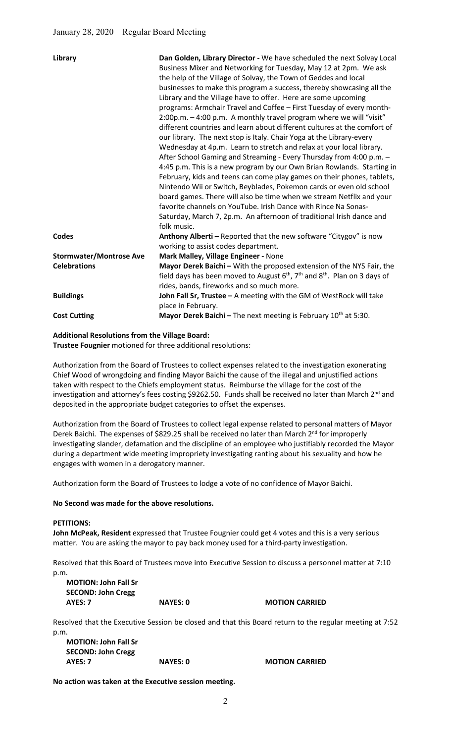| | |
|---|---|
| **Library** | **Dan Golden, Library Director -** We have scheduled the next Solvay Local Business Mixer and Networking for Tuesday, May 12 at 2pm. We ask the help of the Village of Solvay, the Town of Geddes and local businesses to make this program a success, thereby showcasing all the Library and the Village have to offer. Here are some upcoming programs: Armchair Travel and Coffee – First Tuesday of every month-2:00p.m. – 4:00 p.m. A monthly travel program where we will "visit" different countries and learn about different cultures at the comfort of our library. The next stop is Italy. Chair Yoga at the Library-every Wednesday at 4p.m. Learn to stretch and relax at your local library. After School Gaming and Streaming - Every Thursday from 4:00 p.m. – 4:45 p.m. This is a new program by our Own Brian Rowlands. Starting in February, kids and teens can come play games on their phones, tablets, Nintendo Wii or Switch, Beyblades, Pokemon cards or even old school board games. There will also be time when we stream Netflix and your favorite channels on YouTube. Irish Dance with Rince Na Sonas- Saturday, March 7, 2p.m. An afternoon of traditional Irish dance and folk music. |
| **Codes** | **Anthony Alberti –** Reported that the new software "Citygov" is now working to assist codes department. |
| **Stormwater/Montrose Ave** | **Mark Malley, Village Engineer -** None |
| **Celebrations** | **Mayor Derek Baichi –** With the proposed extension of the NYS Fair, the field days has been moved to August 6th, 7th and 8th. Plan on 3 days of rides, bands, fireworks and so much more. |
| **Buildings** | **John Fall Sr, Trustee –** A meeting with the GM of WestRock will take place in February. |
| **Cost Cutting** | **Mayor Derek Baichi –** The next meeting is February 10th at 5:30. |

**Additional Resolutions from the Village Board:**

**Trustee Fougnier** motioned for three additional resolutions:

Authorization from the Board of Trustees to collect expenses related to the investigation exonerating Chief Wood of wrongdoing and finding Mayor Baichi the cause of the illegal and unjustified actions taken with respect to the Chiefs employment status. Reimburse the village for the cost of the investigation and attorney's fees costing $9262.50. Funds shall be received no later than March 2nd and deposited in the appropriate budget categories to offset the expenses.

Authorization from the Board of Trustees to collect legal expense related to personal matters of Mayor Derek Baichi. The expenses of $829.25 shall be received no later than March 2nd for improperly investigating slander, defamation and the discipline of an employee who justifiably recorded the Mayor during a department wide meeting impropriety investigating ranting about his sexuality and how he engages with women in a derogatory manner.

Authorization form the Board of Trustees to lodge a vote of no confidence of Mayor Baichi.

**No Second was made for the above resolutions.**

**PETITIONS:**

**John McPeak, Resident** expressed that Trustee Fougnier could get 4 votes and this is a very serious matter. You are asking the mayor to pay back money used for a third-party investigation.

Resolved that this Board of Trustees move into Executive Session to discuss a personnel matter at 7:10 p.m.

**MOTION: John Fall Sr**
**SECOND: John Cregg**
**AYES: 7** **NAYES: 0** **MOTION CARRIED**

Resolved that the Executive Session be closed and that this Board return to the regular meeting at 7:52 p.m.

**MOTION: John Fall Sr**
**SECOND: John Cregg**
**AYES: 7** **NAYES: 0** **MOTION CARRIED**

**No action was taken at the Executive session meeting.**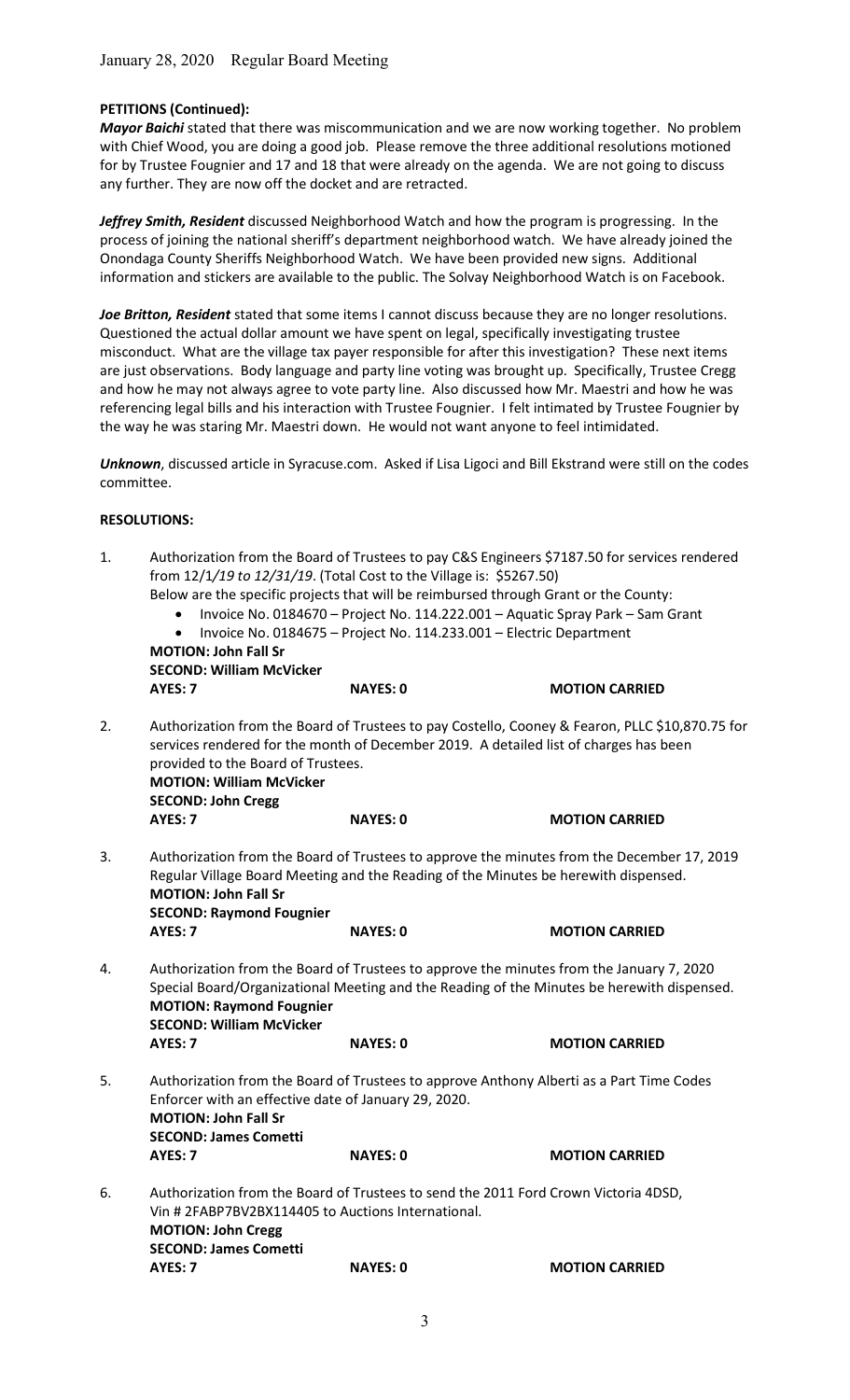January 28, 2020 Regular Board Meeting

**PETITIONS (Continued):**

***Mayor Baichi*** stated that there was miscommunication and we are now working together. No problem with Chief Wood, you are doing a good job. Please remove the three additional resolutions motioned for by Trustee Fougnier and 17 and 18 that were already on the agenda. We are not going to discuss any further. They are now off the docket and are retracted.

***Jeffrey Smith, Resident*** discussed Neighborhood Watch and how the program is progressing. In the process of joining the national sheriff's department neighborhood watch. We have already joined the Onondaga County Sheriffs Neighborhood Watch. We have been provided new signs. Additional information and stickers are available to the public. The Solvay Neighborhood Watch is on Facebook.

***Joe Britton, Resident*** stated that some items I cannot discuss because they are no longer resolutions. Questioned the actual dollar amount we have spent on legal, specifically investigating trustee misconduct. What are the village tax payer responsible for after this investigation? These next items are just observations. Body language and party line voting was brought up. Specifically, Trustee Cregg and how he may not always agree to vote party line. Also discussed how Mr. Maestri and how he was referencing legal bills and his interaction with Trustee Fougnier. I felt intimated by Trustee Fougnier by the way he was staring Mr. Maestri down. He would not want anyone to feel intimidated.

***Unknown***, discussed article in Syracuse.com. Asked if Lisa Ligoci and Bill Ekstrand were still on the codes committee.

**RESOLUTIONS:**

1. Authorization from the Board of Trustees to pay C&S Engineers $7187.50 for services rendered from 12/1*/19 to 12/31/19*. (Total Cost to the Village is: $5267.50)
   Below are the specific projects that will be reimbursed through Grant or the County:
   - Invoice No. 0184670 – Project No. 114.222.001 – Aquatic Spray Park – Sam Grant
   - Invoice No. 0184675 – Project No. 114.233.001 – Electric Department

   **MOTION: John Fall Sr**
   **SECOND: William McVicker**
   **AYES: 7** **NAYES: 0** **MOTION CARRIED**

2. Authorization from the Board of Trustees to pay Costello, Cooney & Fearon, PLLC $10,870.75 for services rendered for the month of December 2019. A detailed list of charges has been provided to the Board of Trustees.
   **MOTION: William McVicker**
   **SECOND: John Cregg**
   **AYES: 7** **NAYES: 0** **MOTION CARRIED**

3. Authorization from the Board of Trustees to approve the minutes from the December 17, 2019 Regular Village Board Meeting and the Reading of the Minutes be herewith dispensed.
   **MOTION: John Fall Sr**
   **SECOND: Raymond Fougnier**
   **AYES: 7** **NAYES: 0** **MOTION CARRIED**

4. Authorization from the Board of Trustees to approve the minutes from the January 7, 2020 Special Board/Organizational Meeting and the Reading of the Minutes be herewith dispensed.
   **MOTION: Raymond Fougnier**
   **SECOND: William McVicker**
   **AYES: 7** **NAYES: 0** **MOTION CARRIED**

5. Authorization from the Board of Trustees to approve Anthony Alberti as a Part Time Codes Enforcer with an effective date of January 29, 2020.
   **MOTION: John Fall Sr**
   **SECOND: James Cometti**
   **AYES: 7** **NAYES: 0** **MOTION CARRIED**

6. Authorization from the Board of Trustees to send the 2011 Ford Crown Victoria 4DSD, Vin # 2FABP7BV2BX114405 to Auctions International.
   **MOTION: John Cregg**
   **SECOND: James Cometti**
   **AYES: 7** **NAYES: 0** **MOTION CARRIED**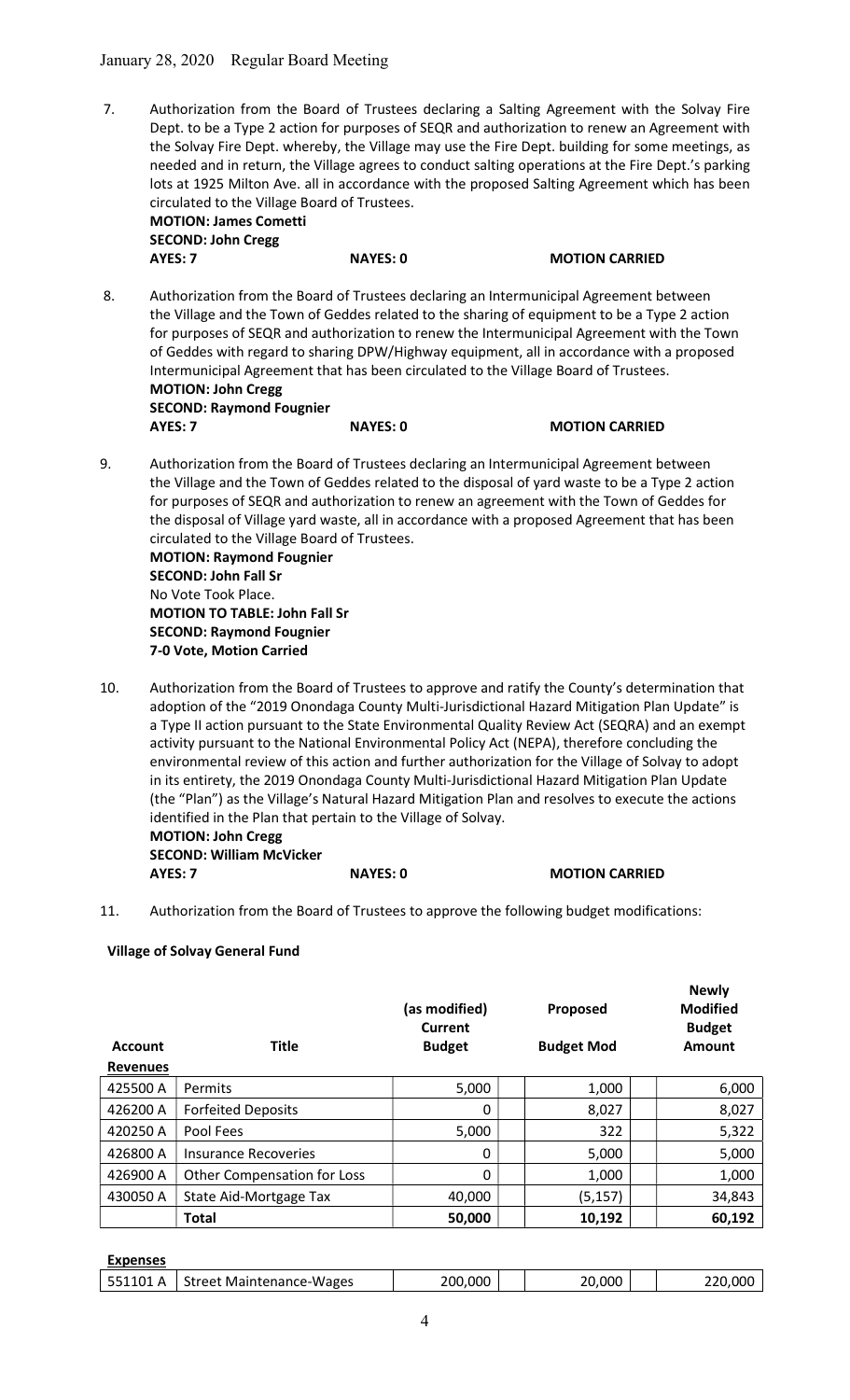7. Authorization from the Board of Trustees declaring a Salting Agreement with the Solvay Fire Dept. to be a Type 2 action for purposes of SEQR and authorization to renew an Agreement with the Solvay Fire Dept. whereby, the Village may use the Fire Dept. building for some meetings, as needed and in return, the Village agrees to conduct salting operations at the Fire Dept.'s parking lots at 1925 Milton Ave. all in accordance with the proposed Salting Agreement which has been circulated to the Village Board of Trustees.
**MOTION: James Cometti**
**SECOND: John Cregg**
**AYES: 7** **NAYES: 0** **MOTION CARRIED**

8. Authorization from the Board of Trustees declaring an Intermunicipal Agreement between the Village and the Town of Geddes related to the sharing of equipment to be a Type 2 action for purposes of SEQR and authorization to renew the Intermunicipal Agreement with the Town of Geddes with regard to sharing DPW/Highway equipment, all in accordance with a proposed Intermunicipal Agreement that has been circulated to the Village Board of Trustees.
**MOTION: John Cregg**
**SECOND: Raymond Fougnier**
**AYES: 7** **NAYES: 0** **MOTION CARRIED**

9. Authorization from the Board of Trustees declaring an Intermunicipal Agreement between the Village and the Town of Geddes related to the disposal of yard waste to be a Type 2 action for purposes of SEQR and authorization to renew an agreement with the Town of Geddes for the disposal of Village yard waste, all in accordance with a proposed Agreement that has been circulated to the Village Board of Trustees.
**MOTION: Raymond Fougnier**
**SECOND: John Fall Sr**
No Vote Took Place.
**MOTION TO TABLE: John Fall Sr**
**SECOND: Raymond Fougnier**
**7-0 Vote, Motion Carried**

10. Authorization from the Board of Trustees to approve and ratify the County's determination that adoption of the "2019 Onondaga County Multi-Jurisdictional Hazard Mitigation Plan Update" is a Type II action pursuant to the State Environmental Quality Review Act (SEQRA) and an exempt activity pursuant to the National Environmental Policy Act (NEPA), therefore concluding the environmental review of this action and further authorization for the Village of Solvay to adopt in its entirety, the 2019 Onondaga County Multi-Jurisdictional Hazard Mitigation Plan Update (the "Plan") as the Village's Natural Hazard Mitigation Plan and resolves to execute the actions identified in the Plan that pertain to the Village of Solvay.
**MOTION: John Cregg**
**SECOND: William McVicker**
**AYES: 7** **NAYES: 0** **MOTION CARRIED**

11. Authorization from the Board of Trustees to approve the following budget modifications:

**Village of Solvay General Fund**

| Account | Title | (as modified) Current Budget | Proposed Budget Mod | Newly Modified Budget Amount |
|---|---|---|---|---|
| **Revenues** | | | | |
| 425500 A | Permits | 5,000 | 1,000 | 6,000 |
| 426200 A | Forfeited Deposits | 0 | 8,027 | 8,027 |
| 420250 A | Pool Fees | 5,000 | 322 | 5,322 |
| 426800 A | Insurance Recoveries | 0 | 5,000 | 5,000 |
| 426900 A | Other Compensation for Loss | 0 | 1,000 | 1,000 |
| 430050 A | State Aid-Mortgage Tax | 40,000 | (5,157) | 34,843 |
| | **Total** | **50,000** | **10,192** | **60,192** |

**Expenses**

| Account | Title | (as modified) Current Budget | Proposed Budget Mod | Newly Modified Budget Amount |
|---|---|---|---|---|
| 551101 A | Street Maintenance-Wages | 200,000 | 20,000 | 220,000 |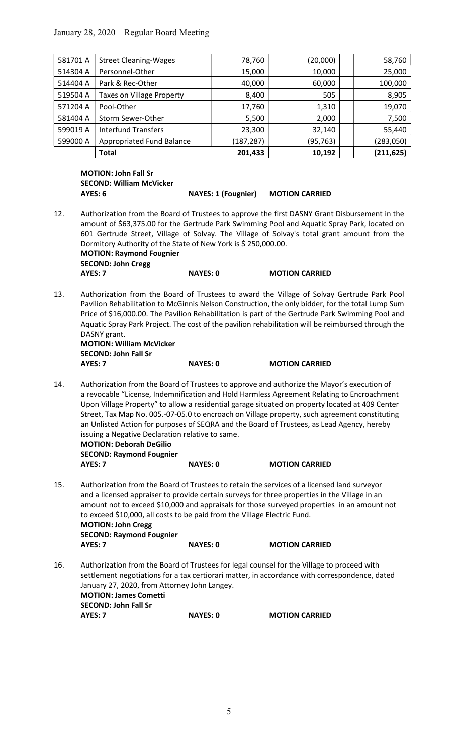| 581701 A | Street Cleaning-Wages | 78,760 | (20,000) | 58,760 |
|---|---|---|---|---|
| 514304 A | Personnel-Other | 15,000 | 10,000 | 25,000 |
| 514404 A | Park & Rec-Other | 40,000 | 60,000 | 100,000 |
| 519504 A | Taxes on Village Property | 8,400 | 505 | 8,905 |
| 571204 A | Pool-Other | 17,760 | 1,310 | 19,070 |
| 581404 A | Storm Sewer-Other | 5,500 | 2,000 | 7,500 |
| 599019 A | Interfund Transfers | 23,300 | 32,140 | 55,440 |
| 599000 A | Appropriated Fund Balance | (187,287) | (95,763) | (283,050) |
| | **Total** | **201,433** | **10,192** | **(211,625)** |

**MOTION: John Fall Sr**
**SECOND: William McVicker**
**AYES: 6** **NAYES: 1 (Fougnier)** **MOTION CARRIED**

12. Authorization from the Board of Trustees to approve the first DASNY Grant Disbursement in the amount of $63,375.00 for the Gertrude Park Swimming Pool and Aquatic Spray Park, located on 601 Gertrude Street, Village of Solvay. The Village of Solvay's total grant amount from the Dormitory Authority of the State of New York is $ 250,000.00.
**MOTION: Raymond Fougnier**
**SECOND: John Cregg**
**AYES: 7** **NAYES: 0** **MOTION CARRIED**

13. Authorization from the Board of Trustees to award the Village of Solvay Gertrude Park Pool Pavilion Rehabilitation to McGinnis Nelson Construction, the only bidder, for the total Lump Sum Price of $16,000.00. The Pavilion Rehabilitation is part of the Gertrude Park Swimming Pool and Aquatic Spray Park Project. The cost of the pavilion rehabilitation will be reimbursed through the DASNY grant.
**MOTION: William McVicker**
**SECOND: John Fall Sr**
**AYES: 7** **NAYES: 0** **MOTION CARRIED**

14. Authorization from the Board of Trustees to approve and authorize the Mayor's execution of a revocable "License, Indemnification and Hold Harmless Agreement Relating to Encroachment Upon Village Property" to allow a residential garage situated on property located at 409 Center Street, Tax Map No. 005.-07-05.0 to encroach on Village property, such agreement constituting an Unlisted Action for purposes of SEQRA and the Board of Trustees, as Lead Agency, hereby issuing a Negative Declaration relative to same.
**MOTION: Deborah DeGilio**
**SECOND: Raymond Fougnier**
**AYES: 7** **NAYES: 0** **MOTION CARRIED**

15. Authorization from the Board of Trustees to retain the services of a licensed land surveyor and a licensed appraiser to provide certain surveys for three properties in the Village in an amount not to exceed $10,000 and appraisals for those surveyed properties in an amount not to exceed $10,000, all costs to be paid from the Village Electric Fund.
**MOTION: John Cregg**
**SECOND: Raymond Fougnier**
**AYES: 7** **NAYES: 0** **MOTION CARRIED**

16. Authorization from the Board of Trustees for legal counsel for the Village to proceed with settlement negotiations for a tax certiorari matter, in accordance with correspondence, dated January 27, 2020, from Attorney John Langey.
**MOTION: James Cometti**
**SECOND: John Fall Sr**
**AYES: 7** **NAYES: 0** **MOTION CARRIED**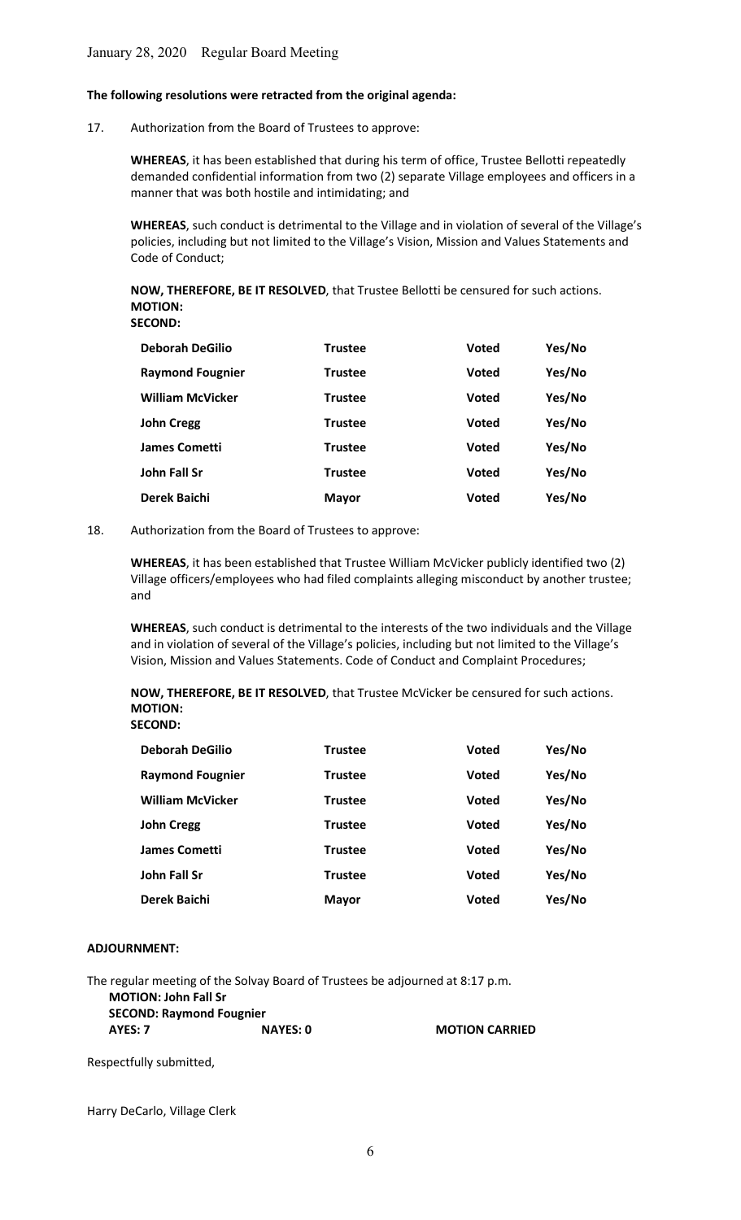**The following resolutions were retracted from the original agenda:**

17. Authorization from the Board of Trustees to approve:

    **WHEREAS**, it has been established that during his term of office, Trustee Bellotti repeatedly demanded confidential information from two (2) separate Village employees and officers in a manner that was both hostile and intimidating; and

    **WHEREAS**, such conduct is detrimental to the Village and in violation of several of the Village's policies, including but not limited to the Village's Vision, Mission and Values Statements and Code of Conduct;

    **NOW, THEREFORE, BE IT RESOLVED**, that Trustee Bellotti be censured for such actions.
    **MOTION:**
    **SECOND:**

| | | | |
|---|---|---|---|
| **Deborah DeGilio** | **Trustee** | **Voted** | **Yes/No** |
| **Raymond Fougnier** | **Trustee** | **Voted** | **Yes/No** |
| **William McVicker** | **Trustee** | **Voted** | **Yes/No** |
| **John Cregg** | **Trustee** | **Voted** | **Yes/No** |
| **James Cometti** | **Trustee** | **Voted** | **Yes/No** |
| **John Fall Sr** | **Trustee** | **Voted** | **Yes/No** |
| **Derek Baichi** | **Mayor** | **Voted** | **Yes/No** |

18. Authorization from the Board of Trustees to approve:

    **WHEREAS**, it has been established that Trustee William McVicker publicly identified two (2) Village officers/employees who had filed complaints alleging misconduct by another trustee; and

    **WHEREAS**, such conduct is detrimental to the interests of the two individuals and the Village and in violation of several of the Village's policies, including but not limited to the Village's Vision, Mission and Values Statements. Code of Conduct and Complaint Procedures;

    **NOW, THEREFORE, BE IT RESOLVED**, that Trustee McVicker be censured for such actions.
    **MOTION:**
    **SECOND:**

| | | | |
|---|---|---|---|
| **Deborah DeGilio** | **Trustee** | **Voted** | **Yes/No** |
| **Raymond Fougnier** | **Trustee** | **Voted** | **Yes/No** |
| **William McVicker** | **Trustee** | **Voted** | **Yes/No** |
| **John Cregg** | **Trustee** | **Voted** | **Yes/No** |
| **James Cometti** | **Trustee** | **Voted** | **Yes/No** |
| **John Fall Sr** | **Trustee** | **Voted** | **Yes/No** |
| **Derek Baichi** | **Mayor** | **Voted** | **Yes/No** |

**ADJOURNMENT:**

The regular meeting of the Solvay Board of Trustees be adjourned at 8:17 p.m.
**MOTION: John Fall Sr**
**SECOND: Raymond Fougnier**
**AYES: 7** **NAYES: 0** **MOTION CARRIED**

Respectfully submitted,

Harry DeCarlo, Village Clerk